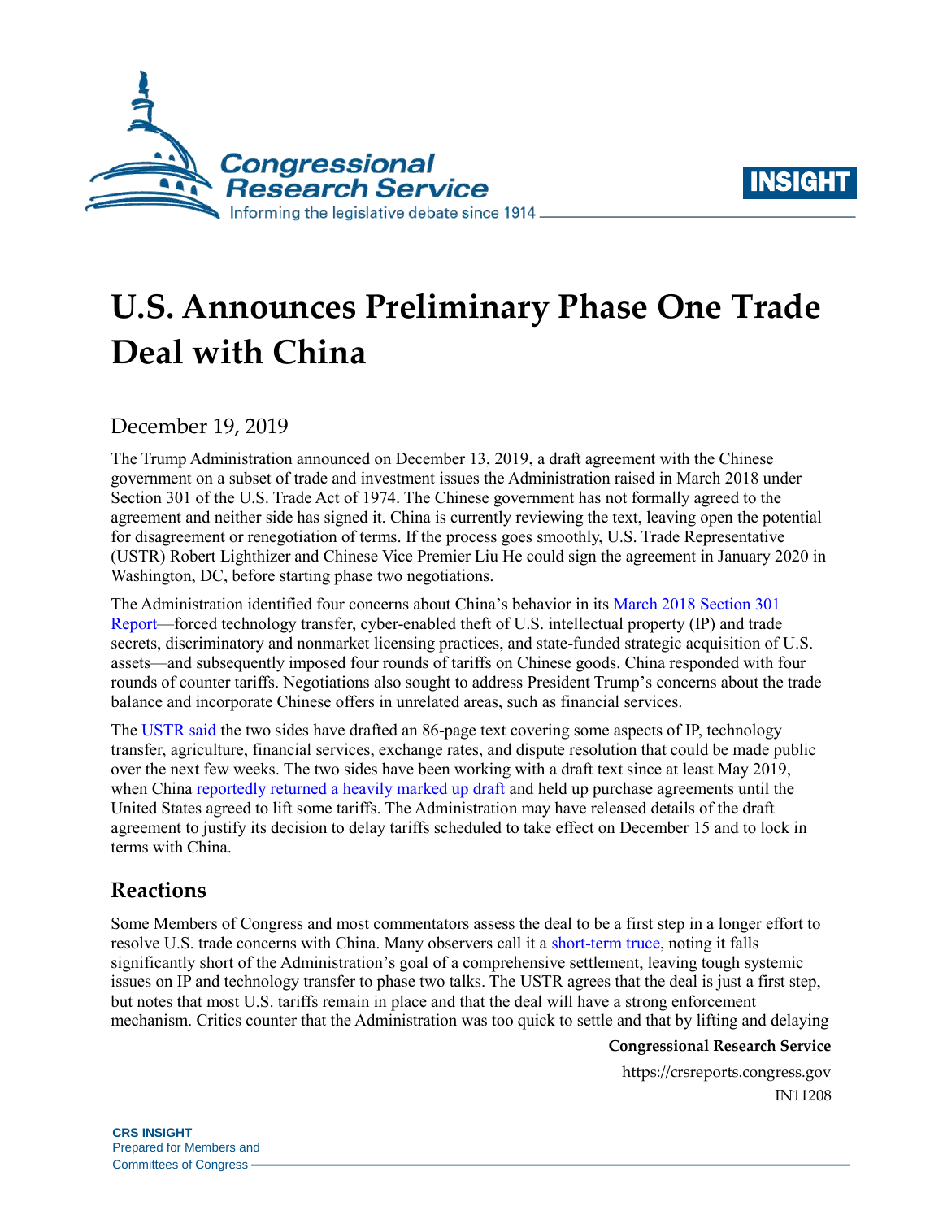# U.S. Announces Preliminary Phase One Trade Deal with China

December 19, 2019

The Trump Administration announced on December 13, 2019, a draft agreement with the Chinese government on a subset of trade and investment issues the Administration raised in March 2018 under Section 301 of the U.S. Trade Act of 1974. The Chinese government has not formally agreed to the agreement and neither side has signed it. China is currently reviewing the text, leaving open the potential for disagreement or renegotiation of terms. If the process goes smoothly, U.S. Trade Representative (USTR) Robert Lighthizer and Chinese Vice Premier Liu He could sign the agreement in January 2020 in Washington, DC, before starting phase two negotiations.

The Administration identified four concerns about China's behavior in its March 2018 Section 301 Report—forced technology transfer, cyber-enabled theft of U.S. intellectual property (IP) and trade secrets, discriminatory and nonmarket licensing practices, and state-funded strategic acquisition of U.S. assets—and subsequently imposed four rounds of tariffs on Chinese goods. China responded with four rounds of counter tariffs. Negotiations also sought to address President Trump's concerns about the trade balance and incorporate Chinese offers in unrelated areas, such as financial services.

The USTR said the two sides have drafted an 86-page text covering some aspects of IP, technology transfer, agriculture, financial services, exchange rates, and dispute resolution that could be made public over the next few weeks. The two sides have been working with a draft text since at least May 2019, when China reportedly returned a heavily marked up draft and held up purchase agreements until the United States agreed to lift some tariffs. The Administration may have released details of the draft agreement to justify its decision to delay tariffs scheduled to take effect on December 15 and to lock in terms with China.

## Reactions

Some Members of Congress and most commentators assess the deal to be a first step in a longer effort to resolve U.S. trade concerns with China. Many observers call it a short-term truce, noting it falls significantly short of the Administration's goal of a comprehensive settlement, leaving tough systemic issues on IP and technology transfer to phase two talks. The USTR agrees that the deal is just a first step, but notes that most U.S. tariffs remain in place and that the deal will have a strong enforcement mechanism. Critics counter that the Administration was too quick to settle and that by lifting and delaying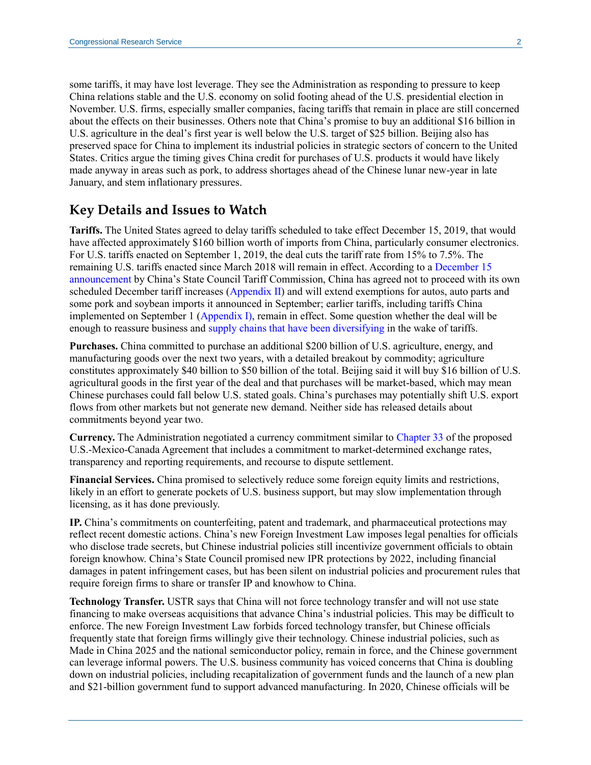some tariffs, it may have lost leverage. They see the Administration as responding to pressure to keep China relations stable and the U.S. economy on solid footing ahead of the U.S. presidential election in November. U.S. firms, especially smaller companies, facing tariffs that remain in place are still concerned about the effects on their businesses. Others note that China's promise to buy an additional $16 billion in U.S. agriculture in the deal's first year is well below the U.S. target of $25 billion. Beijing also has preserved space for China to implement its industrial policies in strategic sectors of concern to the United States. Critics argue the timing gives China credit for purchases of U.S. products it would have likely made anyway in areas such as pork, to address shortages ahead of the Chinese lunar new-year in late January, and stem inflationary pressures.

## Key Details and Issues to Watch

**Tariffs.** The United States agreed to delay tariffs scheduled to take effect December 15, 2019, that would have affected approximately $160 billion worth of imports from China, particularly consumer electronics. For U.S. tariffs enacted on September 1, 2019, the deal cuts the tariff rate from 15% to 7.5%. The remaining U.S. tariffs enacted since March 2018 will remain in effect. According to a December 15 announcement by China's State Council Tariff Commission, China has agreed not to proceed with its own scheduled December tariff increases (Appendix II) and will extend exemptions for autos, auto parts and some pork and soybean imports it announced in September; earlier tariffs, including tariffs China implemented on September 1 (Appendix I), remain in effect. Some question whether the deal will be enough to reassure business and supply chains that have been diversifying in the wake of tariffs.

**Purchases.** China committed to purchase an additional $200 billion of U.S. agriculture, energy, and manufacturing goods over the next two years, with a detailed breakout by commodity; agriculture constitutes approximately $40 billion to $50 billion of the total. Beijing said it will buy $16 billion of U.S. agricultural goods in the first year of the deal and that purchases will be market-based, which may mean Chinese purchases could fall below U.S. stated goals. China's purchases may potentially shift U.S. export flows from other markets but not generate new demand. Neither side has released details about commitments beyond year two.

**Currency.** The Administration negotiated a currency commitment similar to Chapter 33 of the proposed U.S.-Mexico-Canada Agreement that includes a commitment to market-determined exchange rates, transparency and reporting requirements, and recourse to dispute settlement.

**Financial Services.** China promised to selectively reduce some foreign equity limits and restrictions, likely in an effort to generate pockets of U.S. business support, but may slow implementation through licensing, as it has done previously.

**IP.** China's commitments on counterfeiting, patent and trademark, and pharmaceutical protections may reflect recent domestic actions. China's new Foreign Investment Law imposes legal penalties for officials who disclose trade secrets, but Chinese industrial policies still incentivize government officials to obtain foreign knowhow. China's State Council promised new IPR protections by 2022, including financial damages in patent infringement cases, but has been silent on industrial policies and procurement rules that require foreign firms to share or transfer IP and knowhow to China.

**Technology Transfer.** USTR says that China will not force technology transfer and will not use state financing to make overseas acquisitions that advance China's industrial policies. This may be difficult to enforce. The new Foreign Investment Law forbids forced technology transfer, but Chinese officials frequently state that foreign firms willingly give their technology. Chinese industrial policies, such as Made in China 2025 and the national semiconductor policy, remain in force, and the Chinese government can leverage informal powers. The U.S. business community has voiced concerns that China is doubling down on industrial policies, including recapitalization of government funds and the launch of a new plan and $21-billion government fund to support advanced manufacturing. In 2020, Chinese officials will be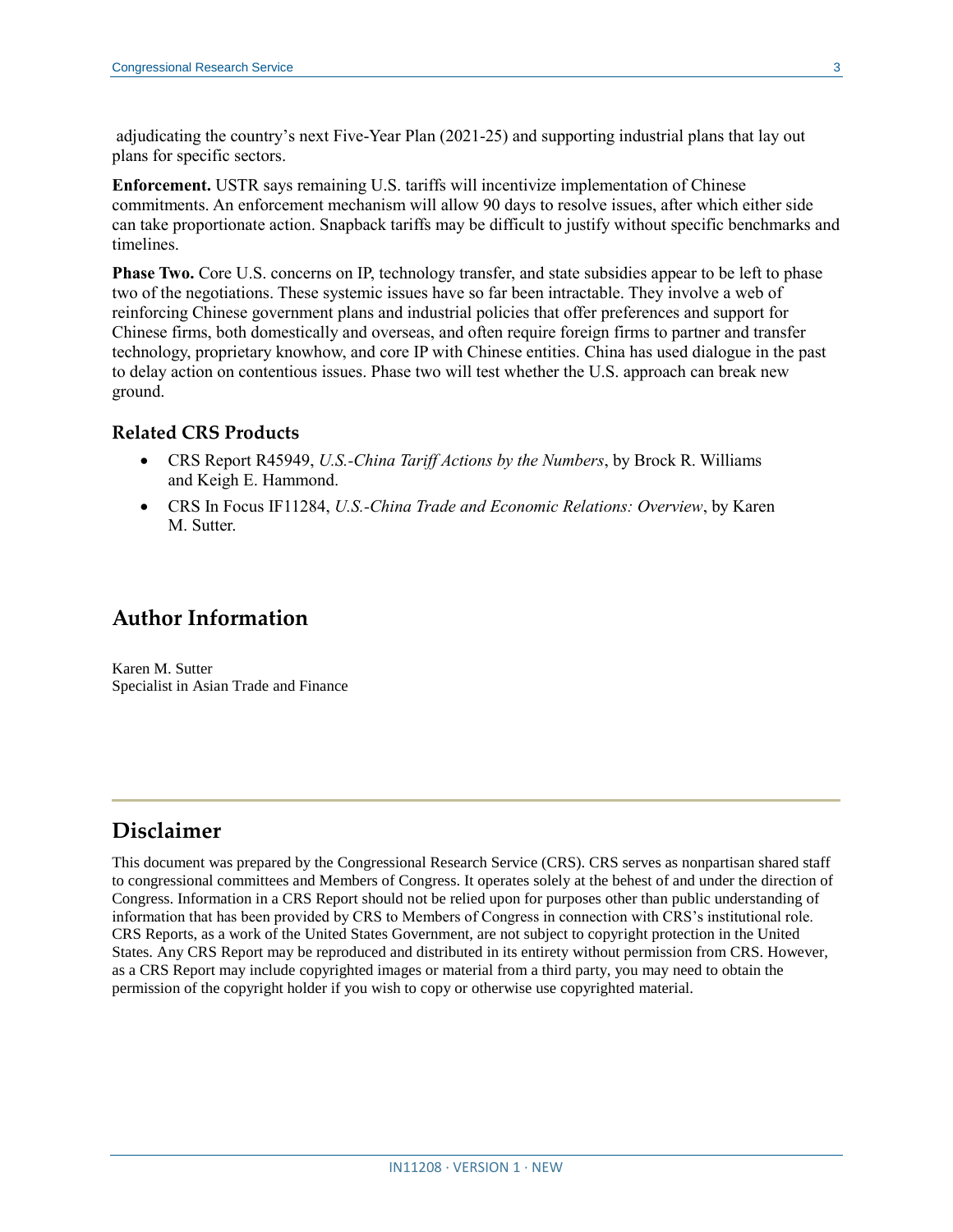adjudicating the country's next Five-Year Plan (2021-25) and supporting industrial plans that lay out plans for specific sectors.

**Enforcement.** USTR says remaining U.S. tariffs will incentivize implementation of Chinese commitments. An enforcement mechanism will allow 90 days to resolve issues, after which either side can take proportionate action. Snapback tariffs may be difficult to justify without specific benchmarks and timelines.

**Phase Two.** Core U.S. concerns on IP, technology transfer, and state subsidies appear to be left to phase two of the negotiations. These systemic issues have so far been intractable. They involve a web of reinforcing Chinese government plans and industrial policies that offer preferences and support for Chinese firms, both domestically and overseas, and often require foreign firms to partner and transfer technology, proprietary knowhow, and core IP with Chinese entities. China has used dialogue in the past to delay action on contentious issues. Phase two will test whether the U.S. approach can break new ground.

### Related CRS Products

- CRS Report R45949, *U.S.-China Tariff Actions by the Numbers*, by Brock R. Williams and Keigh E. Hammond.
- CRS In Focus IF11284, *U.S.-China Trade and Economic Relations: Overview*, by Karen M. Sutter.

## Author Information

Karen M. Sutter
Specialist in Asian Trade and Finance

## Disclaimer

This document was prepared by the Congressional Research Service (CRS). CRS serves as nonpartisan shared staff to congressional committees and Members of Congress. It operates solely at the behest of and under the direction of Congress. Information in a CRS Report should not be relied upon for purposes other than public understanding of information that has been provided by CRS to Members of Congress in connection with CRS's institutional role. CRS Reports, as a work of the United States Government, are not subject to copyright protection in the United States. Any CRS Report may be reproduced and distributed in its entirety without permission from CRS. However, as a CRS Report may include copyrighted images or material from a third party, you may need to obtain the permission of the copyright holder if you wish to copy or otherwise use copyrighted material.